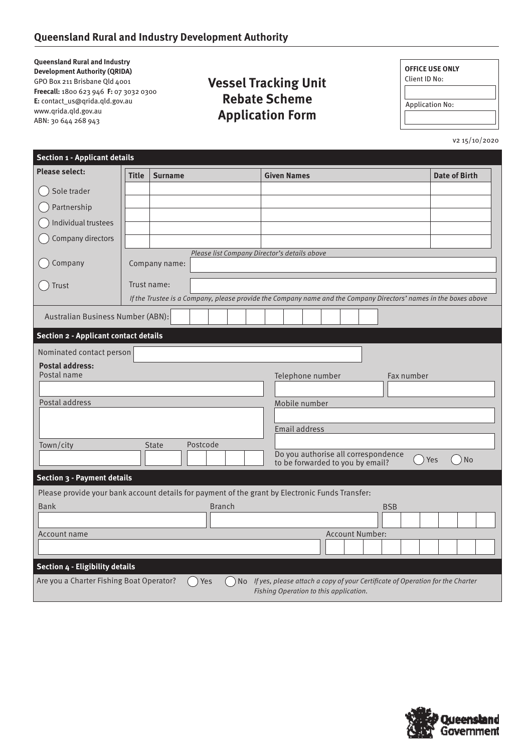## Queensland Rural and Industry Development Authority

**Queensland Rural and Industry Development Authority (QRIDA)**
GPO Box 211 Brisbane Qld 4001
**Freecall:** 1800 623 946 **F:** 07 3032 0300
**E:** contact_us@qrida.qld.gov.au
www.qrida.qld.gov.au
ABN: 30 644 268 943

# Vessel Tracking Unit Rebate Scheme Application Form

| OFFICE USE ONLY |
|---|
| Client ID No: |
| |
| Application No: |
| |

v2 15/10/2020

### Section 1 - Applicant details

**Please select:**

- ◯ Sole trader
- ◯ Partnership
- ◯ Individual trustees
- ◯ Company directors

| Title | Surname | Given Names | Date of Birth |
|---|---|---|---|
| | | | |
| | | | |
| | | | |
| | | | |

*Please list Company Director's details above*

◯ Company — Company name:

◯ Trust — Trust name:

*If the Trustee is a Company, please provide the Company name and the Company Directors' names in the boxes above*

Australian Business Number (ABN):

### Section 2 - Applicant contact details

Nominated contact person

**Postal address:**

Postal name

Postal address

Town/city — State — Postcode

Telephone number — Fax number

Mobile number

Email address

Do you authorise all correspondence to be forwarded to you by email? ◯ Yes ◯ No

### Section 3 - Payment details

Please provide your bank account details for payment of the grant by Electronic Funds Transfer:

Bank — Branch — BSB

Account name — Account Number:

### Section 4 - Eligibility details

Are you a Charter Fishing Boat Operator? ◯ Yes ◯ No *If yes, please attach a copy of your Certificate of Operation for the Charter Fishing Operation to this application.*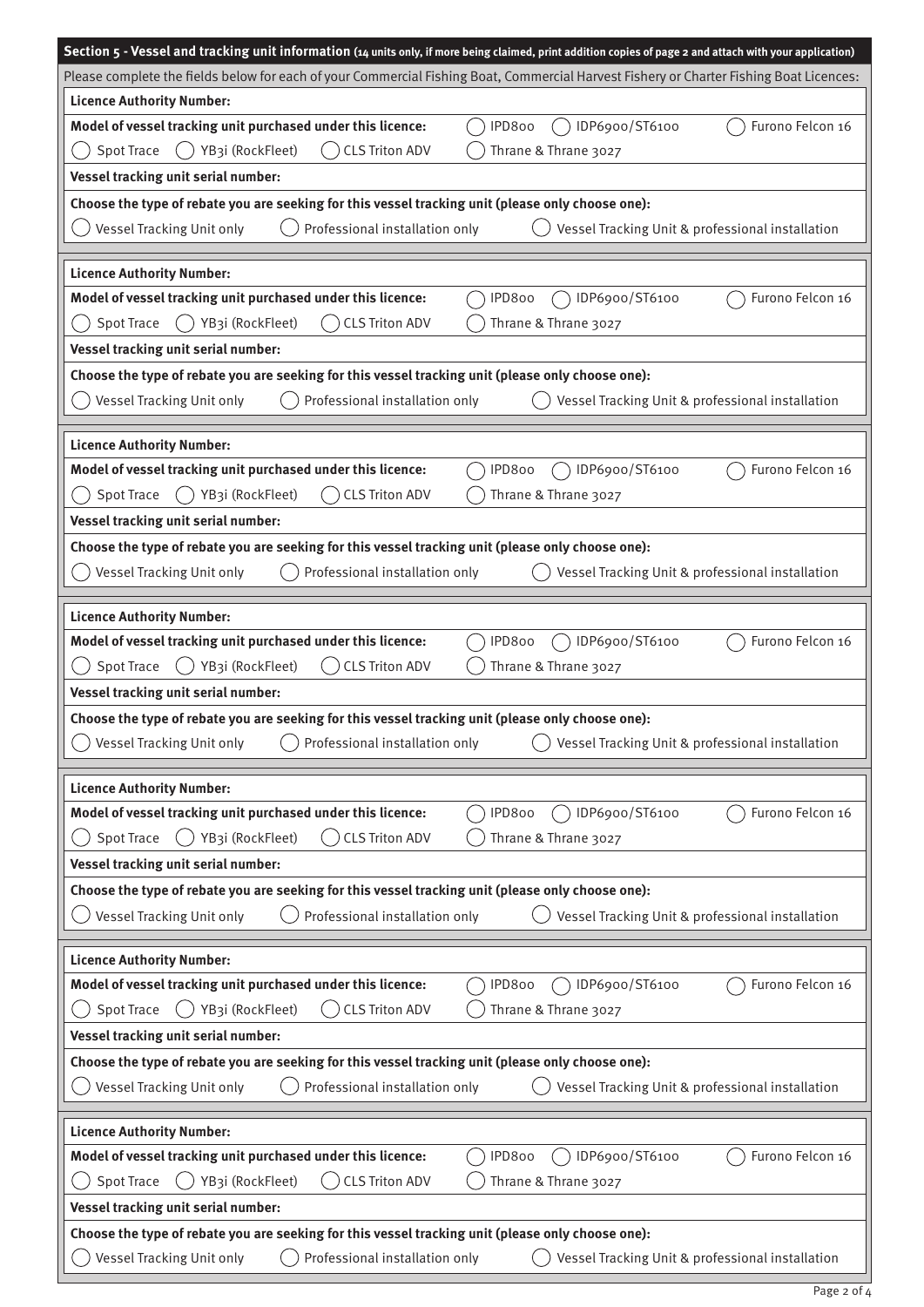## Section 5 - Vessel and tracking unit information (14 units only, if more being claimed, print addition copies of page 2 and attach with your application)

Please complete the fields below for each of your Commercial Fishing Boat, Commercial Harvest Fishery or Charter Fishing Boat Licences:

**Licence Authority Number:**

**Model of vessel tracking unit purchased under this licence:** ◯ IPD800 ◯ IDP6900/ST6100 ◯ Furono Felcon 16 ◯ Spot Trace ◯ YB3i (RockFleet) ◯ CLS Triton ADV ◯ Thrane & Thrane 3027

**Vessel tracking unit serial number:**

**Choose the type of rebate you are seeking for this vessel tracking unit (please only choose one):**

◯ Vessel Tracking Unit only ◯ Professional installation only ◯ Vessel Tracking Unit & professional installation

---

**Licence Authority Number:**

**Model of vessel tracking unit purchased under this licence:** ◯ IPD800 ◯ IDP6900/ST6100 ◯ Furono Felcon 16 ◯ Spot Trace ◯ YB3i (RockFleet) ◯ CLS Triton ADV ◯ Thrane & Thrane 3027

**Vessel tracking unit serial number:**

**Choose the type of rebate you are seeking for this vessel tracking unit (please only choose one):**

◯ Vessel Tracking Unit only ◯ Professional installation only ◯ Vessel Tracking Unit & professional installation

---

**Licence Authority Number:**

**Model of vessel tracking unit purchased under this licence:** ◯ IPD800 ◯ IDP6900/ST6100 ◯ Furono Felcon 16 ◯ Spot Trace ◯ YB3i (RockFleet) ◯ CLS Triton ADV ◯ Thrane & Thrane 3027

**Vessel tracking unit serial number:**

**Choose the type of rebate you are seeking for this vessel tracking unit (please only choose one):**

◯ Vessel Tracking Unit only ◯ Professional installation only ◯ Vessel Tracking Unit & professional installation

---

**Licence Authority Number:**

**Model of vessel tracking unit purchased under this licence:** ◯ IPD800 ◯ IDP6900/ST6100 ◯ Furono Felcon 16 ◯ Spot Trace ◯ YB3i (RockFleet) ◯ CLS Triton ADV ◯ Thrane & Thrane 3027

**Vessel tracking unit serial number:**

**Choose the type of rebate you are seeking for this vessel tracking unit (please only choose one):**

◯ Vessel Tracking Unit only ◯ Professional installation only ◯ Vessel Tracking Unit & professional installation

---

**Licence Authority Number:**

**Model of vessel tracking unit purchased under this licence:** ◯ IPD800 ◯ IDP6900/ST6100 ◯ Furono Felcon 16 ◯ Spot Trace ◯ YB3i (RockFleet) ◯ CLS Triton ADV ◯ Thrane & Thrane 3027

**Vessel tracking unit serial number:**

**Choose the type of rebate you are seeking for this vessel tracking unit (please only choose one):**

◯ Vessel Tracking Unit only ◯ Professional installation only ◯ Vessel Tracking Unit & professional installation

---

**Licence Authority Number:**

**Model of vessel tracking unit purchased under this licence:** ◯ IPD800 ◯ IDP6900/ST6100 ◯ Furono Felcon 16 ◯ Spot Trace ◯ YB3i (RockFleet) ◯ CLS Triton ADV ◯ Thrane & Thrane 3027

**Vessel tracking unit serial number:**

**Choose the type of rebate you are seeking for this vessel tracking unit (please only choose one):**

◯ Vessel Tracking Unit only ◯ Professional installation only ◯ Vessel Tracking Unit & professional installation

---

**Licence Authority Number:**

**Model of vessel tracking unit purchased under this licence:** ◯ IPD800 ◯ IDP6900/ST6100 ◯ Furono Felcon 16 ◯ Spot Trace ◯ YB3i (RockFleet) ◯ CLS Triton ADV ◯ Thrane & Thrane 3027

**Vessel tracking unit serial number:**

**Choose the type of rebate you are seeking for this vessel tracking unit (please only choose one):**

◯ Vessel Tracking Unit only ◯ Professional installation only ◯ Vessel Tracking Unit & professional installation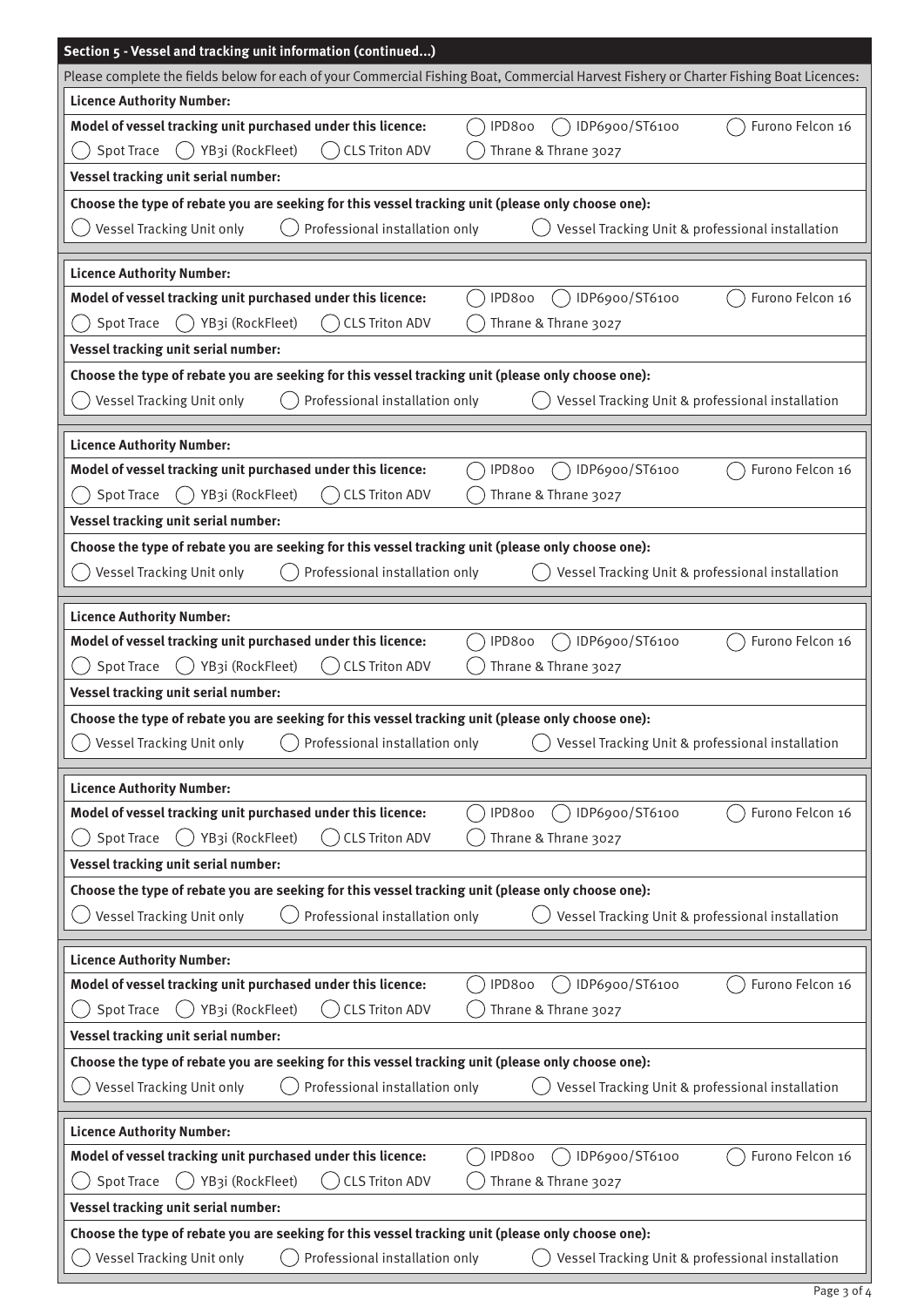## Section 5 - Vessel and tracking unit information (continued...)

Please complete the fields below for each of your Commercial Fishing Boat, Commercial Harvest Fishery or Charter Fishing Boat Licences:

**Licence Authority Number:**

**Model of vessel tracking unit purchased under this licence:** ◯ IPD800 ◯ IDP6900/ST6100 ◯ Furono Felcon 16 ◯ Spot Trace ◯ YB3i (RockFleet) ◯ CLS Triton ADV ◯ Thrane & Thrane 3027

**Vessel tracking unit serial number:**

**Choose the type of rebate you are seeking for this vessel tracking unit (please only choose one):**

◯ Vessel Tracking Unit only ◯ Professional installation only ◯ Vessel Tracking Unit & professional installation

---

**Licence Authority Number:**

**Model of vessel tracking unit purchased under this licence:** ◯ IPD800 ◯ IDP6900/ST6100 ◯ Furono Felcon 16 ◯ Spot Trace ◯ YB3i (RockFleet) ◯ CLS Triton ADV ◯ Thrane & Thrane 3027

**Vessel tracking unit serial number:**

**Choose the type of rebate you are seeking for this vessel tracking unit (please only choose one):**

◯ Vessel Tracking Unit only ◯ Professional installation only ◯ Vessel Tracking Unit & professional installation

---

**Licence Authority Number:**

**Model of vessel tracking unit purchased under this licence:** ◯ IPD800 ◯ IDP6900/ST6100 ◯ Furono Felcon 16 ◯ Spot Trace ◯ YB3i (RockFleet) ◯ CLS Triton ADV ◯ Thrane & Thrane 3027

**Vessel tracking unit serial number:**

**Choose the type of rebate you are seeking for this vessel tracking unit (please only choose one):**

◯ Vessel Tracking Unit only ◯ Professional installation only ◯ Vessel Tracking Unit & professional installation

---

**Licence Authority Number:**

**Model of vessel tracking unit purchased under this licence:** ◯ IPD800 ◯ IDP6900/ST6100 ◯ Furono Felcon 16 ◯ Spot Trace ◯ YB3i (RockFleet) ◯ CLS Triton ADV ◯ Thrane & Thrane 3027

**Vessel tracking unit serial number:**

**Choose the type of rebate you are seeking for this vessel tracking unit (please only choose one):**

◯ Vessel Tracking Unit only ◯ Professional installation only ◯ Vessel Tracking Unit & professional installation

---

**Licence Authority Number:**

**Model of vessel tracking unit purchased under this licence:** ◯ IPD800 ◯ IDP6900/ST6100 ◯ Furono Felcon 16 ◯ Spot Trace ◯ YB3i (RockFleet) ◯ CLS Triton ADV ◯ Thrane & Thrane 3027

**Vessel tracking unit serial number:**

**Choose the type of rebate you are seeking for this vessel tracking unit (please only choose one):**

◯ Vessel Tracking Unit only ◯ Professional installation only ◯ Vessel Tracking Unit & professional installation

---

**Licence Authority Number:**

**Model of vessel tracking unit purchased under this licence:** ◯ IPD800 ◯ IDP6900/ST6100 ◯ Furono Felcon 16 ◯ Spot Trace ◯ YB3i (RockFleet) ◯ CLS Triton ADV ◯ Thrane & Thrane 3027

**Vessel tracking unit serial number:**

**Choose the type of rebate you are seeking for this vessel tracking unit (please only choose one):**

◯ Vessel Tracking Unit only ◯ Professional installation only ◯ Vessel Tracking Unit & professional installation

---

**Licence Authority Number:**

**Model of vessel tracking unit purchased under this licence:** ◯ IPD800 ◯ IDP6900/ST6100 ◯ Furono Felcon 16 ◯ Spot Trace ◯ YB3i (RockFleet) ◯ CLS Triton ADV ◯ Thrane & Thrane 3027

**Vessel tracking unit serial number:**

**Choose the type of rebate you are seeking for this vessel tracking unit (please only choose one):**

◯ Vessel Tracking Unit only ◯ Professional installation only ◯ Vessel Tracking Unit & professional installation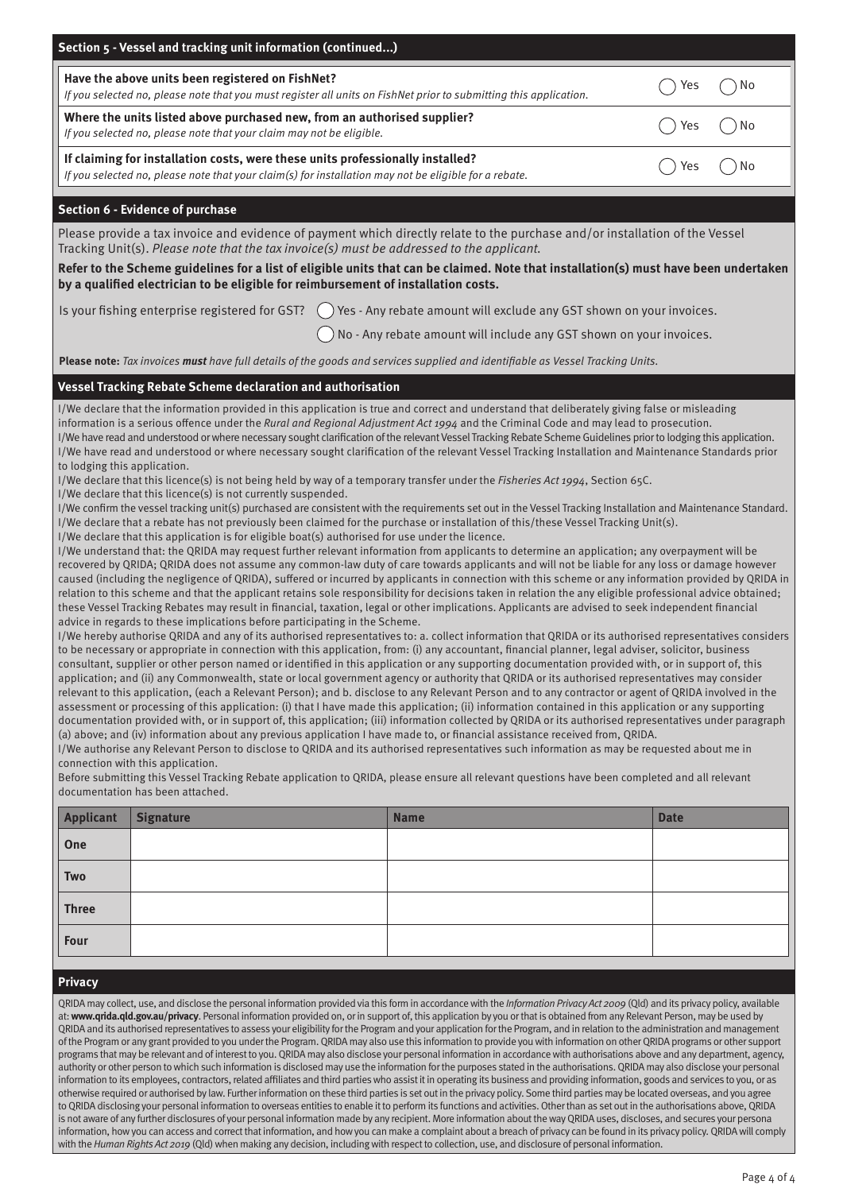## Section 5 - Vessel and tracking unit information (continued...)

| | |
|---|---|
| **Have the above units been registered on FishNet?**<br>*If you selected no, please note that you must register all units on FishNet prior to submitting this application.* | ◯ Yes ◯ No |
| **Where the units listed above purchased new, from an authorised supplier?**<br>*If you selected no, please note that your claim may not be eligible.* | ◯ Yes ◯ No |
| **If claiming for installation costs, were these units professionally installed?**<br>*If you selected no, please note that your claim(s) for installation may not be eligible for a rebate.* | ◯ Yes ◯ No |

## Section 6 - Evidence of purchase

Please provide a tax invoice and evidence of payment which directly relate to the purchase and/or installation of the Vessel Tracking Unit(s). *Please note that the tax invoice(s) must be addressed to the applicant.*

**Refer to the Scheme guidelines for a list of eligible units that can be claimed. Note that installation(s) must have been undertaken by a qualified electrician to be eligible for reimbursement of installation costs.**

Is your fishing enterprise registered for GST?

◯ Yes - Any rebate amount will exclude any GST shown on your invoices.

◯ No - Any rebate amount will include any GST shown on your invoices.

**Please note:** *Tax invoices **must** have full details of the goods and services supplied and identifiable as Vessel Tracking Units.*

## Vessel Tracking Rebate Scheme declaration and authorisation

I/We declare that the information provided in this application is true and correct and understand that deliberately giving false or misleading information is a serious offence under the *Rural and Regional Adjustment Act 1994* and the Criminal Code and may lead to prosecution.

I/We have read and understood or where necessary sought clarification of the relevant Vessel Tracking Rebate Scheme Guidelines prior to lodging this application.

I/We have read and understood or where necessary sought clarification of the relevant Vessel Tracking Installation and Maintenance Standards prior to lodging this application.

I/We declare that this licence(s) is not being held by way of a temporary transfer under the *Fisheries Act 1994*, Section 65C.

I/We declare that this licence(s) is not currently suspended.

I/We confirm the vessel tracking unit(s) purchased are consistent with the requirements set out in the Vessel Tracking Installation and Maintenance Standard.

I/We declare that a rebate has not previously been claimed for the purchase or installation of this/these Vessel Tracking Unit(s).

I/We declare that this application is for eligible boat(s) authorised for use under the licence.

I/We understand that: the QRIDA may request further relevant information from applicants to determine an application; any overpayment will be recovered by QRIDA; QRIDA does not assume any common-law duty of care towards applicants and will not be liable for any loss or damage however caused (including the negligence of QRIDA), suffered or incurred by applicants in connection with this scheme or any information provided by QRIDA in relation to this scheme and that the applicant retains sole responsibility for decisions taken in relation the any eligible professional advice obtained; these Vessel Tracking Rebates may result in financial, taxation, legal or other implications. Applicants are advised to seek independent financial advice in regards to these implications before participating in the Scheme.

I/We hereby authorise QRIDA and any of its authorised representatives to: a. collect information that QRIDA or its authorised representatives considers to be necessary or appropriate in connection with this application, from: (i) any accountant, financial planner, legal adviser, solicitor, business consultant, supplier or other person named or identified in this application or any supporting documentation provided with, or in support of, this application; and (ii) any Commonwealth, state or local government agency or authority that QRIDA or its authorised representatives may consider relevant to this application, (each a Relevant Person); and b. disclose to any Relevant Person and to any contractor or agent of QRIDA involved in the assessment or processing of this application: (i) that I have made this application; (ii) information contained in this application or any supporting documentation provided with, or in support of, this application; (iii) information collected by QRIDA or its authorised representatives under paragraph (a) above; and (iv) information about any previous application I have made to, or financial assistance received from, QRIDA.

I/We authorise any Relevant Person to disclose to QRIDA and its authorised representatives such information as may be requested about me in connection with this application.

Before submitting this Vessel Tracking Rebate application to QRIDA, please ensure all relevant questions have been completed and all relevant documentation has been attached.

| Applicant | Signature | Name | Date |
|---|---|---|---|
| One | | | |
| Two | | | |
| Three | | | |
| Four | | | |

## Privacy

QRIDA may collect, use, and disclose the personal information provided via this form in accordance with the *Information Privacy Act 2009* (Qld) and its privacy policy, available at: **www.qrida.qld.gov.au/privacy**. Personal information provided on, or in support of, this application by you or that is obtained from any Relevant Person, may be used by QRIDA and its authorised representatives to assess your eligibility for the Program and your application for the Program, and in relation to the administration and management of the Program or any grant provided to you under the Program. QRIDA may also use this information to provide you with information on other QRIDA programs or other support programs that may be relevant and of interest to you. QRIDA may also disclose your personal information in accordance with authorisations above and any department, agency, authority or other person to which such information is disclosed may use the information for the purposes stated in the authorisations. QRIDA may also disclose your personal information to its employees, contractors, related affiliates and third parties who assist it in operating its business and providing information, goods and services to you, or as otherwise required or authorised by law. Further information on these third parties is set out in the privacy policy. Some third parties may be located overseas, and you agree to QRIDA disclosing your personal information to overseas entities to enable it to perform its functions and activities. Other than as set out in the authorisations above, QRIDA is not aware of any further disclosures of your personal information made by any recipient. More information about the way QRIDA uses, discloses, and secures your persona information, how you can access and correct that information, and how you can make a complaint about a breach of privacy can be found in its privacy policy. QRIDA will comply with the *Human Rights Act 2019* (Qld) when making any decision, including with respect to collection, use, and disclosure of personal information.